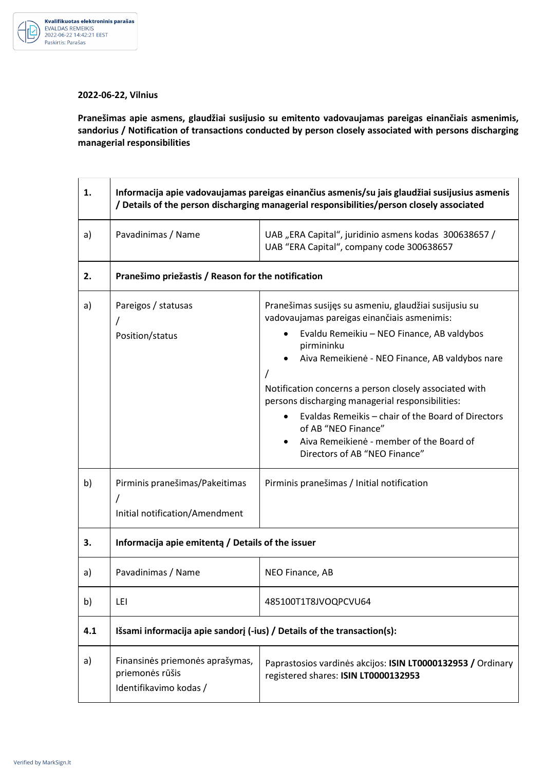**2022-06-22, Vilnius**

**Pranešimas apie asmens, glaudžiai susijusio su emitento vadovaujamas pareigas einančiais asmenimis, sandorius / Notification of transactions conducted by person closely associated with persons discharging managerial responsibilities**

| **1.** | **Informacija apie vadovaujamas pareigas einančius asmenis/su jais glaudžiai susijusius asmenis / Details of the person discharging managerial responsibilities/person closely associated** | |
|---|---|---|
| a) | Pavadinimas / Name | UAB „ERA Capital“, juridinio asmens kodas 300638657 / UAB “ERA Capital“, company code 300638657 |
| **2.** | **Pranešimo priežastis / Reason for the notification** | |
| a) | Pareigos / statusas / Position/status | Pranešimas susijęs su asmeniu, glaudžiai susijusiu su vadovaujamas pareigas einančiais asmenimis: <br>• Evaldu Remeikiu – NEO Finance, AB valdybos pirmininku <br>• Aiva Remeikienė - NEO Finance, AB valdybos nare <br>/ <br>Notification concerns a person closely associated with persons discharging managerial responsibilities: <br>• Evaldas Remeikis – chair of the Board of Directors of AB “NEO Finance” <br>• Aiva Remeikienė - member of the Board of Directors of AB “NEO Finance” |
| b) | Pirminis pranešimas/Pakeitimas / Initial notification/Amendment | Pirminis pranešimas / Initial notification |
| **3.** | **Informacija apie emitentą / Details of the issuer** | |
| a) | Pavadinimas / Name | NEO Finance, AB |
| b) | LEI | 485100T1T8JVOQPCVU64 |
| **4.1** | **Išsami informacija apie sandorį (-ius) / Details of the transaction(s):** | |
| a) | Finansinės priemonės aprašymas, priemonės rūšis Identifikavimo kodas / | Paprastosios vardinės akcijos: **ISIN LT0000132953 /** Ordinary registered shares: **ISIN LT0000132953** |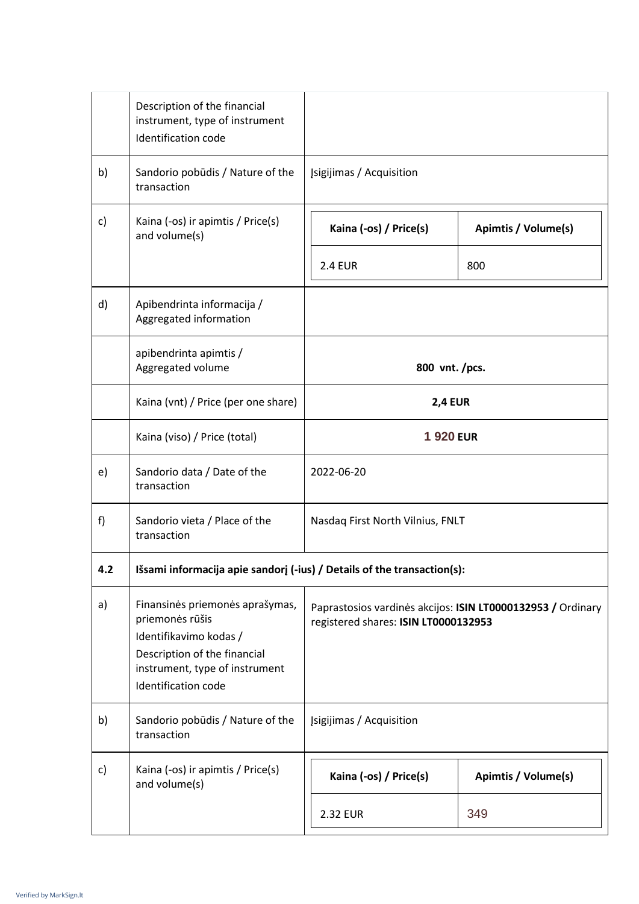| | | |
|---|---|---|
| | Description of the financial instrument, type of instrument Identification code | |
| b) | Sandorio pobūdis / Nature of the transaction | Įsigijimas / Acquisition |
| c) | Kaina (-os) ir apimtis / Price(s) and volume(s) | **Kaina (-os) / Price(s)**: 2.4 EUR; **Apimtis / Volume(s)**: 800 |
| d) | Apibendrinta informacija / Aggregated information | |
| | apibendrinta apimtis / Aggregated volume | **800 vnt. /pcs.** |
| | Kaina (vnt) / Price (per one share) | **2,4 EUR** |
| | Kaina (viso) / Price (total) | **1 920 EUR** |
| e) | Sandorio data / Date of the transaction | 2022-06-20 |
| f) | Sandorio vieta / Place of the transaction | Nasdaq First North Vilnius, FNLT |
| **4.2** | **Išsami informacija apie sandorį (-ius) / Details of the transaction(s):** | |
| a) | Finansinės priemonės aprašymas, priemonės rūšis Identifikavimo kodas / Description of the financial instrument, type of instrument Identification code | Paprastosios vardinės akcijos: **ISIN LT0000132953 /** Ordinary registered shares: **ISIN LT0000132953** |
| b) | Sandorio pobūdis / Nature of the transaction | Įsigijimas / Acquisition |
| c) | Kaina (-os) ir apimtis / Price(s) and volume(s) | **Kaina (-os) / Price(s)**: 2.32 EUR; **Apimtis / Volume(s)**: 349 |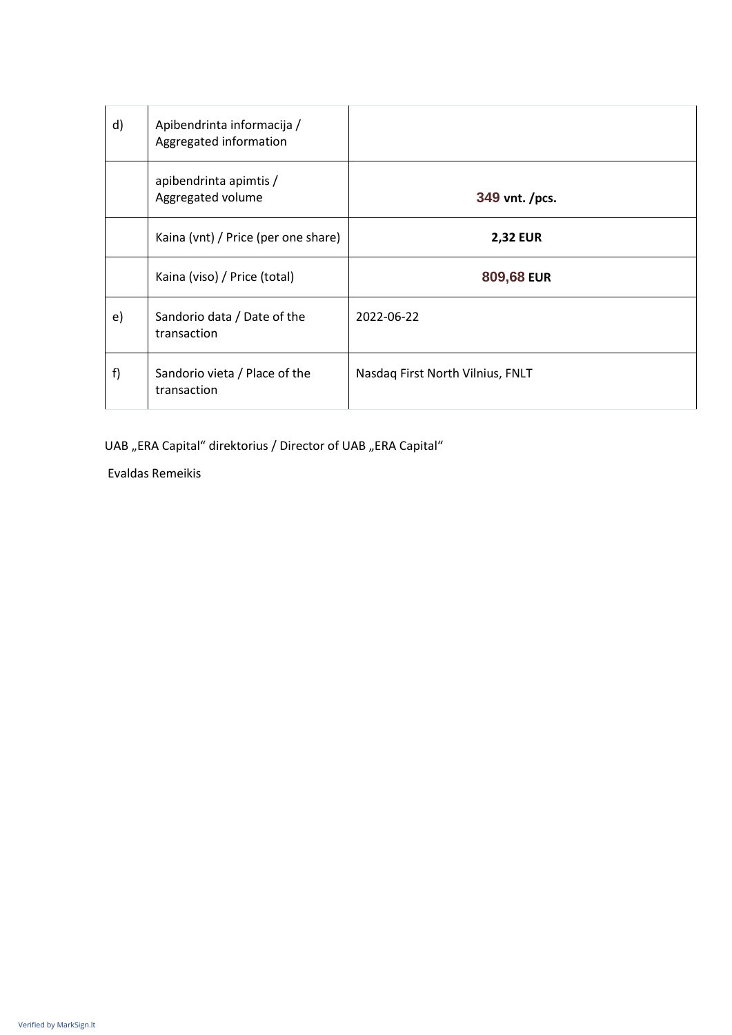| | | |
|---|---|---|
| d) | Apibendrinta informacija / Aggregated information | |
| | apibendrinta apimtis / Aggregated volume | **349 vnt. /pcs.** |
| | Kaina (vnt) / Price (per one share) | **2,32 EUR** |
| | Kaina (viso) / Price (total) | **809,68 EUR** |
| e) | Sandorio data / Date of the transaction | 2022-06-22 |
| f) | Sandorio vieta / Place of the transaction | Nasdaq First North Vilnius, FNLT |

UAB „ERA Capital" direktorius / Director of UAB „ERA Capital"

Evaldas Remeikis

Verified by MarkSign.lt